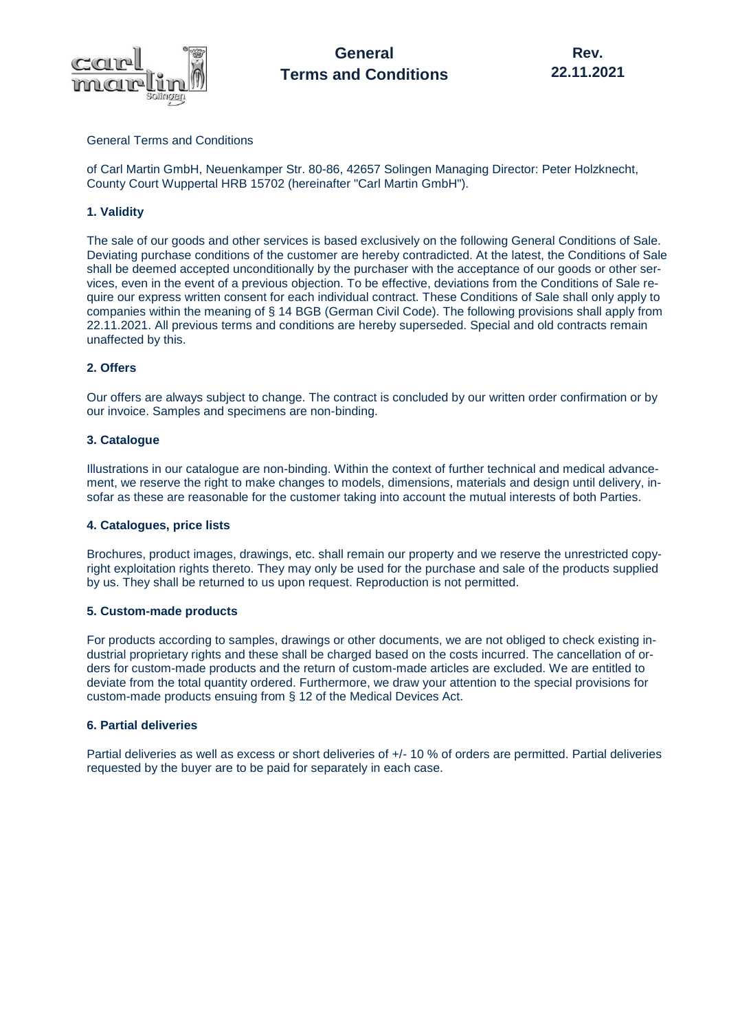# General Terms and Conditions

Rev. 22.11.2021

General Terms and Conditions

of Carl Martin GmbH, Neuenkamper Str. 80-86, 42657 Solingen Managing Director: Peter Holzknecht, County Court Wuppertal HRB 15702 (hereinafter "Carl Martin GmbH").

### 1. Validity

The sale of our goods and other services is based exclusively on the following General Conditions of Sale. Deviating purchase conditions of the customer are hereby contradicted. At the latest, the Conditions of Sale shall be deemed accepted unconditionally by the purchaser with the acceptance of our goods or other services, even in the event of a previous objection. To be effective, deviations from the Conditions of Sale require our express written consent for each individual contract. These Conditions of Sale shall only apply to companies within the meaning of § 14 BGB (German Civil Code). The following provisions shall apply from 22.11.2021. All previous terms and conditions are hereby superseded. Special and old contracts remain unaffected by this.

### 2. Offers

Our offers are always subject to change. The contract is concluded by our written order confirmation or by our invoice. Samples and specimens are non-binding.

### 3. Catalogue

Illustrations in our catalogue are non-binding. Within the context of further technical and medical advancement, we reserve the right to make changes to models, dimensions, materials and design until delivery, insofar as these are reasonable for the customer taking into account the mutual interests of both Parties.

### 4. Catalogues, price lists

Brochures, product images, drawings, etc. shall remain our property and we reserve the unrestricted copyright exploitation rights thereto. They may only be used for the purchase and sale of the products supplied by us. They shall be returned to us upon request. Reproduction is not permitted.

### 5. Custom-made products

For products according to samples, drawings or other documents, we are not obliged to check existing industrial proprietary rights and these shall be charged based on the costs incurred. The cancellation of orders for custom-made products and the return of custom-made articles are excluded. We are entitled to deviate from the total quantity ordered. Furthermore, we draw your attention to the special provisions for custom-made products ensuing from § 12 of the Medical Devices Act.

### 6. Partial deliveries

Partial deliveries as well as excess or short deliveries of +/- 10 % of orders are permitted. Partial deliveries requested by the buyer are to be paid for separately in each case.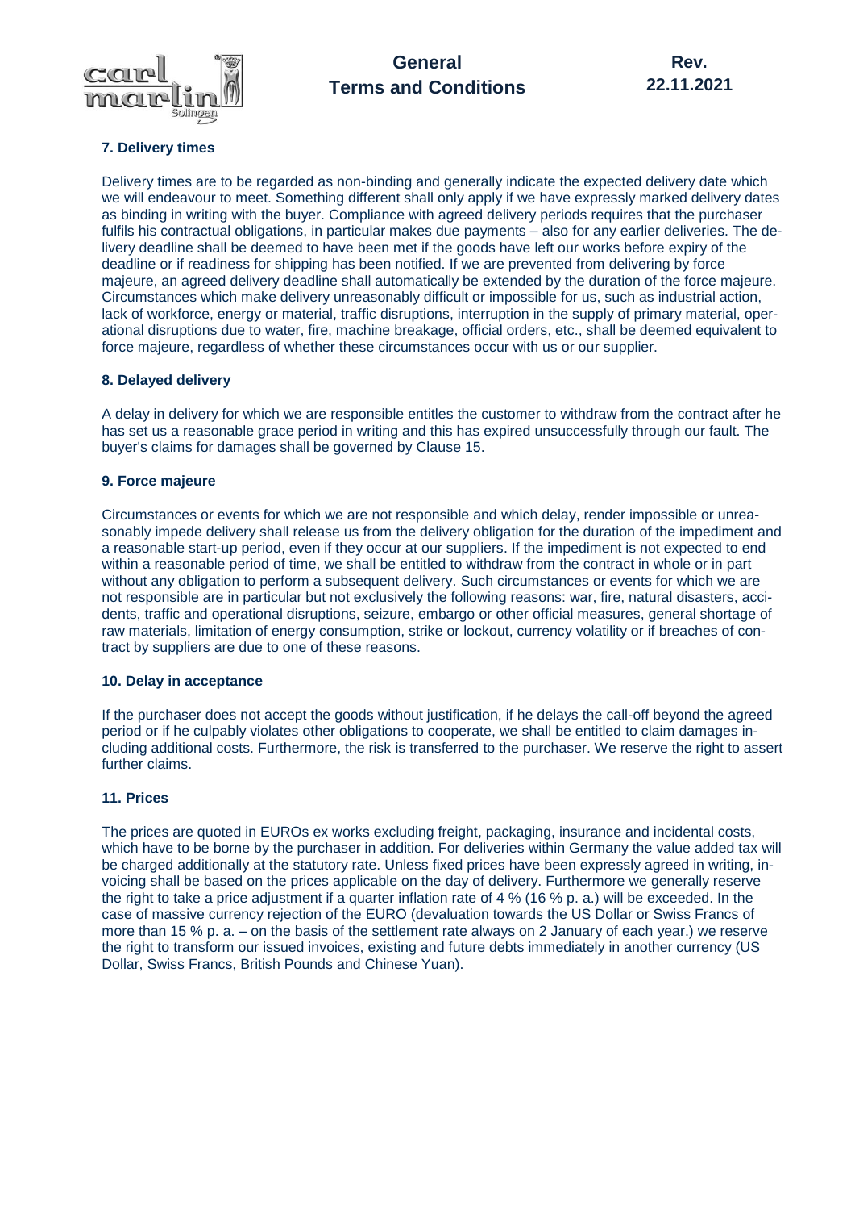### 7. Delivery times

Delivery times are to be regarded as non-binding and generally indicate the expected delivery date which we will endeavour to meet. Something different shall only apply if we have expressly marked delivery dates as binding in writing with the buyer. Compliance with agreed delivery periods requires that the purchaser fulfils his contractual obligations, in particular makes due payments – also for any earlier deliveries. The delivery deadline shall be deemed to have been met if the goods have left our works before expiry of the deadline or if readiness for shipping has been notified. If we are prevented from delivering by force majeure, an agreed delivery deadline shall automatically be extended by the duration of the force majeure. Circumstances which make delivery unreasonably difficult or impossible for us, such as industrial action, lack of workforce, energy or material, traffic disruptions, interruption in the supply of primary material, operational disruptions due to water, fire, machine breakage, official orders, etc., shall be deemed equivalent to force majeure, regardless of whether these circumstances occur with us or our supplier.

### 8. Delayed delivery

A delay in delivery for which we are responsible entitles the customer to withdraw from the contract after he has set us a reasonable grace period in writing and this has expired unsuccessfully through our fault. The buyer's claims for damages shall be governed by Clause 15.

### 9. Force majeure

Circumstances or events for which we are not responsible and which delay, render impossible or unreasonably impede delivery shall release us from the delivery obligation for the duration of the impediment and a reasonable start-up period, even if they occur at our suppliers. If the impediment is not expected to end within a reasonable period of time, we shall be entitled to withdraw from the contract in whole or in part without any obligation to perform a subsequent delivery. Such circumstances or events for which we are not responsible are in particular but not exclusively the following reasons: war, fire, natural disasters, accidents, traffic and operational disruptions, seizure, embargo or other official measures, general shortage of raw materials, limitation of energy consumption, strike or lockout, currency volatility or if breaches of contract by suppliers are due to one of these reasons.

### 10. Delay in acceptance

If the purchaser does not accept the goods without justification, if he delays the call-off beyond the agreed period or if he culpably violates other obligations to cooperate, we shall be entitled to claim damages including additional costs. Furthermore, the risk is transferred to the purchaser. We reserve the right to assert further claims.

### 11. Prices

The prices are quoted in EUROs ex works excluding freight, packaging, insurance and incidental costs, which have to be borne by the purchaser in addition. For deliveries within Germany the value added tax will be charged additionally at the statutory rate. Unless fixed prices have been expressly agreed in writing, invoicing shall be based on the prices applicable on the day of delivery. Furthermore we generally reserve the right to take a price adjustment if a quarter inflation rate of 4 % (16 % p. a.) will be exceeded. In the case of massive currency rejection of the EURO (devaluation towards the US Dollar or Swiss Francs of more than 15 % p. a. – on the basis of the settlement rate always on 2 January of each year.) we reserve the right to transform our issued invoices, existing and future debts immediately in another currency (US Dollar, Swiss Francs, British Pounds and Chinese Yuan).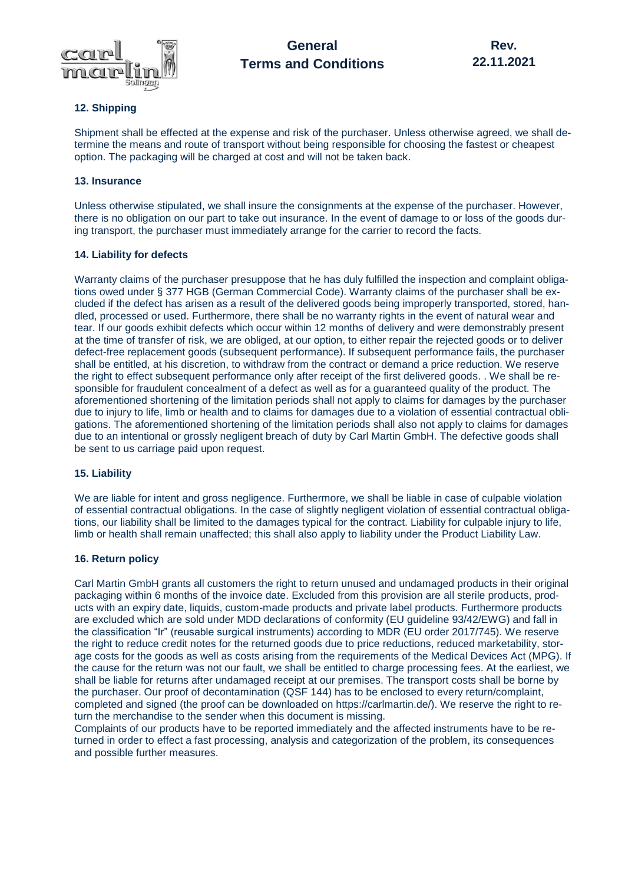## 12. Shipping

Shipment shall be effected at the expense and risk of the purchaser. Unless otherwise agreed, we shall determine the means and route of transport without being responsible for choosing the fastest or cheapest option. The packaging will be charged at cost and will not be taken back.

## 13. Insurance

Unless otherwise stipulated, we shall insure the consignments at the expense of the purchaser. However, there is no obligation on our part to take out insurance. In the event of damage to or loss of the goods during transport, the purchaser must immediately arrange for the carrier to record the facts.

## 14. Liability for defects

Warranty claims of the purchaser presuppose that he has duly fulfilled the inspection and complaint obligations owed under § 377 HGB (German Commercial Code). Warranty claims of the purchaser shall be excluded if the defect has arisen as a result of the delivered goods being improperly transported, stored, handled, processed or used. Furthermore, there shall be no warranty rights in the event of natural wear and tear. If our goods exhibit defects which occur within 12 months of delivery and were demonstrably present at the time of transfer of risk, we are obliged, at our option, to either repair the rejected goods or to deliver defect-free replacement goods (subsequent performance). If subsequent performance fails, the purchaser shall be entitled, at his discretion, to withdraw from the contract or demand a price reduction. We reserve the right to effect subsequent performance only after receipt of the first delivered goods. . We shall be responsible for fraudulent concealment of a defect as well as for a guaranteed quality of the product. The aforementioned shortening of the limitation periods shall not apply to claims for damages by the purchaser due to injury to life, limb or health and to claims for damages due to a violation of essential contractual obligations. The aforementioned shortening of the limitation periods shall also not apply to claims for damages due to an intentional or grossly negligent breach of duty by Carl Martin GmbH. The defective goods shall be sent to us carriage paid upon request.

## 15. Liability

We are liable for intent and gross negligence. Furthermore, we shall be liable in case of culpable violation of essential contractual obligations. In the case of slightly negligent violation of essential contractual obligations, our liability shall be limited to the damages typical for the contract. Liability for culpable injury to life, limb or health shall remain unaffected; this shall also apply to liability under the Product Liability Law.

## 16. Return policy

Carl Martin GmbH grants all customers the right to return unused and undamaged products in their original packaging within 6 months of the invoice date. Excluded from this provision are all sterile products, products with an expiry date, liquids, custom-made products and private label products. Furthermore products are excluded which are sold under MDD declarations of conformity (EU guideline 93/42/EWG) and fall in the classification "Ir" (reusable surgical instruments) according to MDR (EU order 2017/745). We reserve the right to reduce credit notes for the returned goods due to price reductions, reduced marketability, storage costs for the goods as well as costs arising from the requirements of the Medical Devices Act (MPG). If the cause for the return was not our fault, we shall be entitled to charge processing fees. At the earliest, we shall be liable for returns after undamaged receipt at our premises. The transport costs shall be borne by the purchaser. Our proof of decontamination (QSF 144) has to be enclosed to every return/complaint, completed and signed (the proof can be downloaded on https://carlmartin.de/). We reserve the right to return the merchandise to the sender when this document is missing.

Complaints of our products have to be reported immediately and the affected instruments have to be returned in order to effect a fast processing, analysis and categorization of the problem, its consequences and possible further measures.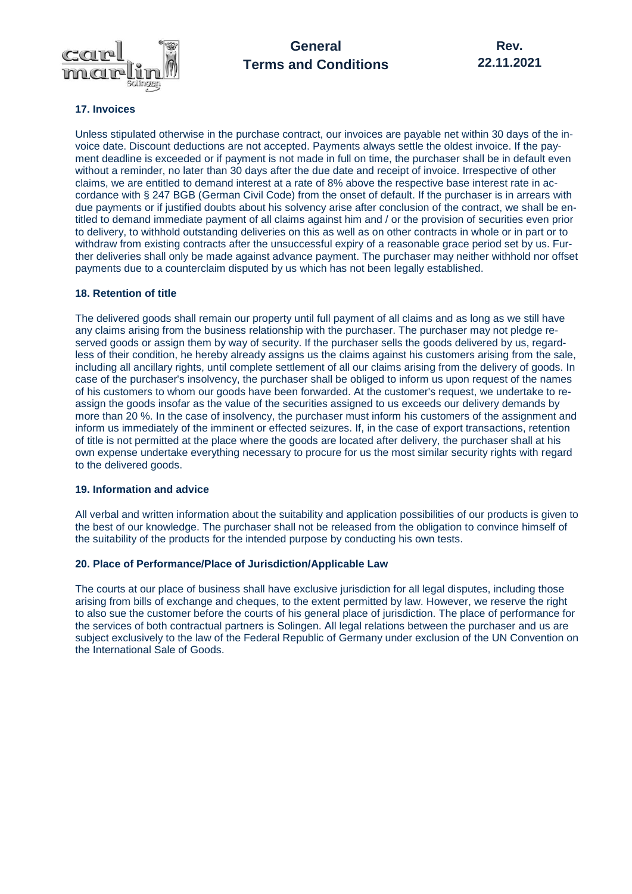### 17. Invoices

Unless stipulated otherwise in the purchase contract, our invoices are payable net within 30 days of the invoice date. Discount deductions are not accepted. Payments always settle the oldest invoice. If the payment deadline is exceeded or if payment is not made in full on time, the purchaser shall be in default even without a reminder, no later than 30 days after the due date and receipt of invoice. Irrespective of other claims, we are entitled to demand interest at a rate of 8% above the respective base interest rate in accordance with § 247 BGB (German Civil Code) from the onset of default. If the purchaser is in arrears with due payments or if justified doubts about his solvency arise after conclusion of the contract, we shall be entitled to demand immediate payment of all claims against him and / or the provision of securities even prior to delivery, to withhold outstanding deliveries on this as well as on other contracts in whole or in part or to withdraw from existing contracts after the unsuccessful expiry of a reasonable grace period set by us. Further deliveries shall only be made against advance payment. The purchaser may neither withhold nor offset payments due to a counterclaim disputed by us which has not been legally established.

### 18. Retention of title

The delivered goods shall remain our property until full payment of all claims and as long as we still have any claims arising from the business relationship with the purchaser. The purchaser may not pledge reserved goods or assign them by way of security. If the purchaser sells the goods delivered by us, regardless of their condition, he hereby already assigns us the claims against his customers arising from the sale, including all ancillary rights, until complete settlement of all our claims arising from the delivery of goods. In case of the purchaser's insolvency, the purchaser shall be obliged to inform us upon request of the names of his customers to whom our goods have been forwarded. At the customer's request, we undertake to reassign the goods insofar as the value of the securities assigned to us exceeds our delivery demands by more than 20 %. In the case of insolvency, the purchaser must inform his customers of the assignment and inform us immediately of the imminent or effected seizures. If, in the case of export transactions, retention of title is not permitted at the place where the goods are located after delivery, the purchaser shall at his own expense undertake everything necessary to procure for us the most similar security rights with regard to the delivered goods.

### 19. Information and advice

All verbal and written information about the suitability and application possibilities of our products is given to the best of our knowledge. The purchaser shall not be released from the obligation to convince himself of the suitability of the products for the intended purpose by conducting his own tests.

### 20. Place of Performance/Place of Jurisdiction/Applicable Law

The courts at our place of business shall have exclusive jurisdiction for all legal disputes, including those arising from bills of exchange and cheques, to the extent permitted by law. However, we reserve the right to also sue the customer before the courts of his general place of jurisdiction. The place of performance for the services of both contractual partners is Solingen. All legal relations between the purchaser and us are subject exclusively to the law of the Federal Republic of Germany under exclusion of the UN Convention on the International Sale of Goods.